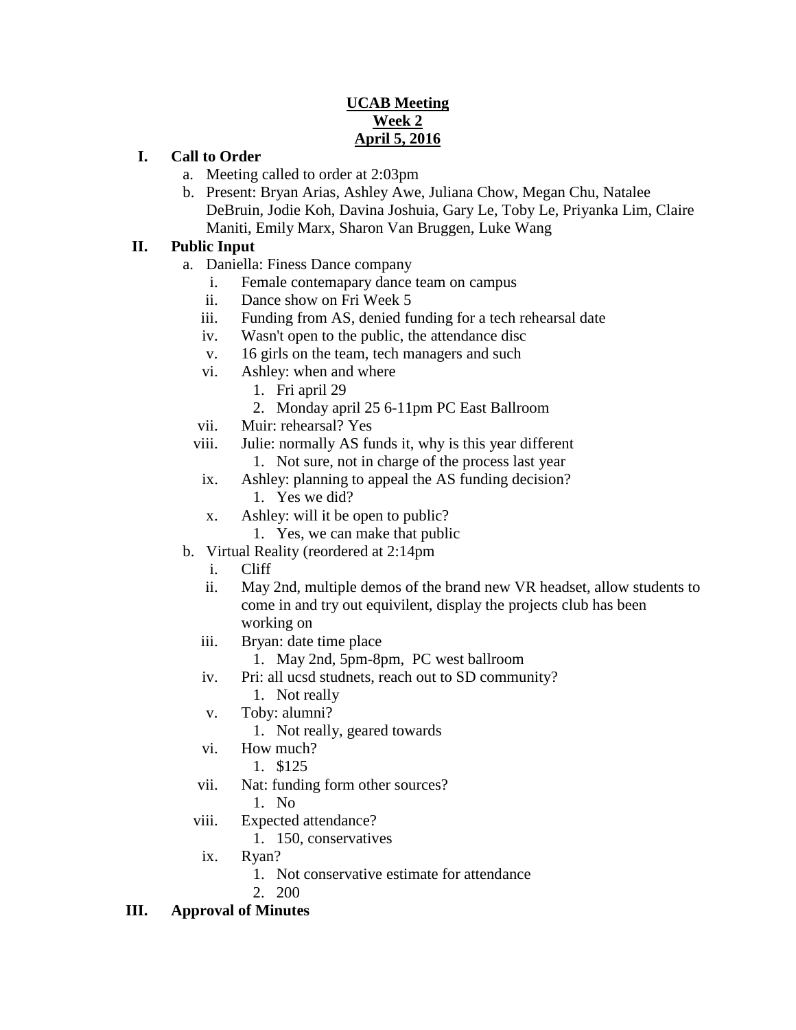**UCAB Meeting**
**Week 2**
**April 5, 2016**

I. **Call to Order**
   a. Meeting called to order at 2:03pm
   b. Present: Bryan Arias, Ashley Awe, Juliana Chow, Megan Chu, Natalee DeBruin, Jodie Koh, Davina Joshuia, Gary Le, Toby Le, Priyanka Lim, Claire Maniti, Emily Marx, Sharon Van Bruggen, Luke Wang

II. **Public Input**
   a. Daniella: Finess Dance company
      i. Female contemapary dance team on campus
      ii. Dance show on Fri Week 5
      iii. Funding from AS, denied funding for a tech rehearsal date
      iv. Wasn't open to the public, the attendance disc
      v. 16 girls on the team, tech managers and such
      vi. Ashley: when and where
         1. Fri april 29
         2. Monday april 25 6-11pm PC East Ballroom
      vii. Muir: rehearsal? Yes
      viii. Julie: normally AS funds it, why is this year different
         1. Not sure, not in charge of the process last year
      ix. Ashley: planning to appeal the AS funding decision?
         1. Yes we did?
      x. Ashley: will it be open to public?
         1. Yes, we can make that public
   b. Virtual Reality (reordered at 2:14pm
      i. Cliff
      ii. May 2nd, multiple demos of the brand new VR headset, allow students to come in and try out equivilent, display the projects club has been working on
      iii. Bryan: date time place
         1. May 2nd, 5pm-8pm, PC west ballroom
      iv. Pri: all ucsd studnets, reach out to SD community?
         1. Not really
      v. Toby: alumni?
         1. Not really, geared towards
      vi. How much?
         1. $125
      vii. Nat: funding form other sources?
         1. No
      viii. Expected attendance?
         1. 150, conservatives
      ix. Ryan?
         1. Not conservative estimate for attendance
         2. 200

III. **Approval of Minutes**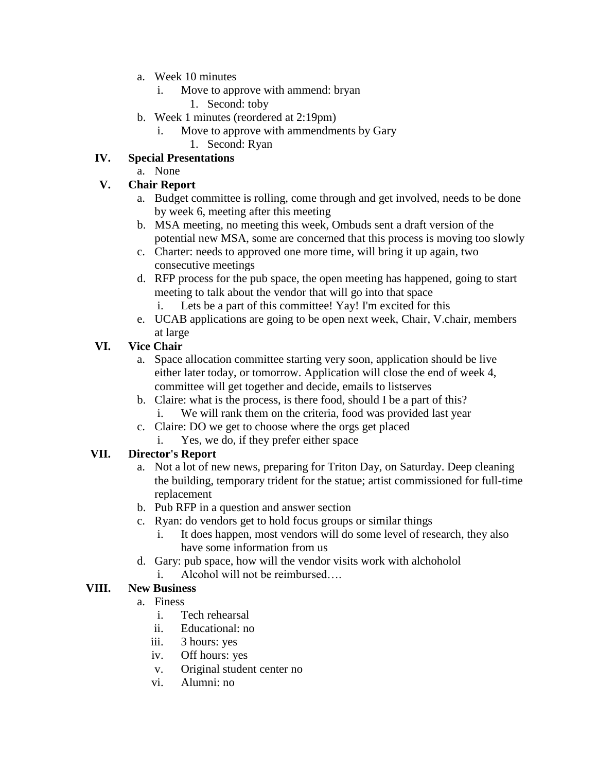a. Week 10 minutes
   i. Move to approve with ammend: bryan
      1. Second: toby
b. Week 1 minutes (reordered at 2:19pm)
   i. Move to approve with ammendments by Gary
      1. Second: Ryan

**IV. Special Presentations**

a. None

**V. Chair Report**

a. Budget committee is rolling, come through and get involved, needs to be done by week 6, meeting after this meeting
b. MSA meeting, no meeting this week, Ombuds sent a draft version of the potential new MSA, some are concerned that this process is moving too slowly
c. Charter: needs to approved one more time, will bring it up again, two consecutive meetings
d. RFP process for the pub space, the open meeting has happened, going to start meeting to talk about the vendor that will go into that space
   i. Lets be a part of this committee! Yay! I'm excited for this
e. UCAB applications are going to be open next week, Chair, V.chair, members at large

**VI. Vice Chair**

a. Space allocation committee starting very soon, application should be live either later today, or tomorrow. Application will close the end of week 4, committee will get together and decide, emails to listserves
b. Claire: what is the process, is there food, should I be a part of this?
   i. We will rank them on the criteria, food was provided last year
c. Claire: DO we get to choose where the orgs get placed
   i. Yes, we do, if they prefer either space

**VII. Director's Report**

a. Not a lot of new news, preparing for Triton Day, on Saturday. Deep cleaning the building, temporary trident for the statue; artist commissioned for full-time replacement
b. Pub RFP in a question and answer section
c. Ryan: do vendors get to hold focus groups or similar things
   i. It does happen, most vendors will do some level of research, they also have some information from us
d. Gary: pub space, how will the vendor visits work with alchoholol
   i. Alcohol will not be reimbursed….

**VIII. New Business**

a. Finess
   i. Tech rehearsal
   ii. Educational: no
   iii. 3 hours: yes
   iv. Off hours: yes
   v. Original student center no
   vi. Alumni: no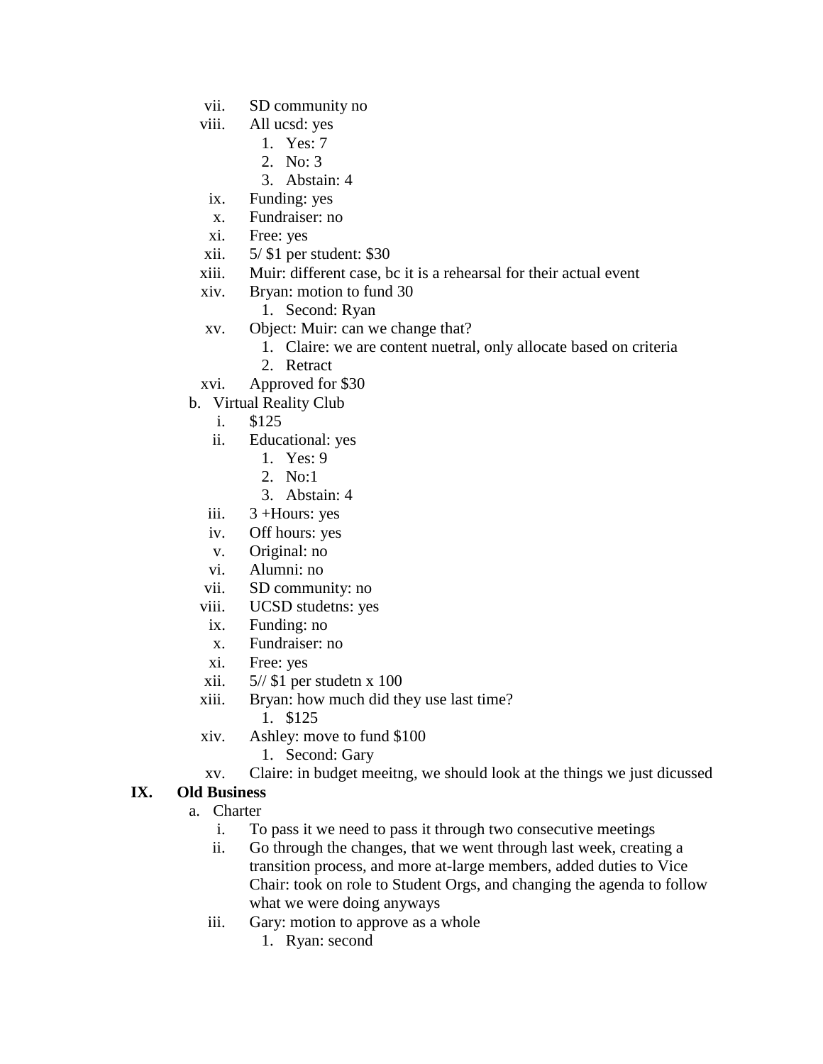vii. SD community no
viii. All ucsd: yes
    1. Yes: 7
    2. No: 3
    3. Abstain: 4
ix. Funding: yes
x. Fundraiser: no
xi. Free: yes
xii. 5/ $1 per student: $30
xiii. Muir: different case, bc it is a rehearsal for their actual event
xiv. Bryan: motion to fund 30
    1. Second: Ryan
xv. Object: Muir: can we change that?
    1. Claire: we are content nuetral, only allocate based on criteria
    2. Retract
xvi. Approved for $30

b. Virtual Reality Club
    i. $125
    ii. Educational: yes
        1. Yes: 9
        2. No:1
        3. Abstain: 4
    iii. 3 +Hours: yes
    iv. Off hours: yes
    v. Original: no
    vi. Alumni: no
    vii. SD community: no
    viii. UCSD studetns: yes
    ix. Funding: no
    x. Fundraiser: no
    xi. Free: yes
    xii. 5// $1 per studetn x 100
    xiii. Bryan: how much did they use last time?
        1. $125
    xiv. Ashley: move to fund $100
        1. Second: Gary
    xv. Claire: in budget meeitng, we should look at the things we just dicussed

**IX. Old Business**

a. Charter
    i. To pass it we need to pass it through two consecutive meetings
    ii. Go through the changes, that we went through last week, creating a transition process, and more at-large members, added duties to Vice Chair: took on role to Student Orgs, and changing the agenda to follow what we were doing anyways
    iii. Gary: motion to approve as a whole
        1. Ryan: second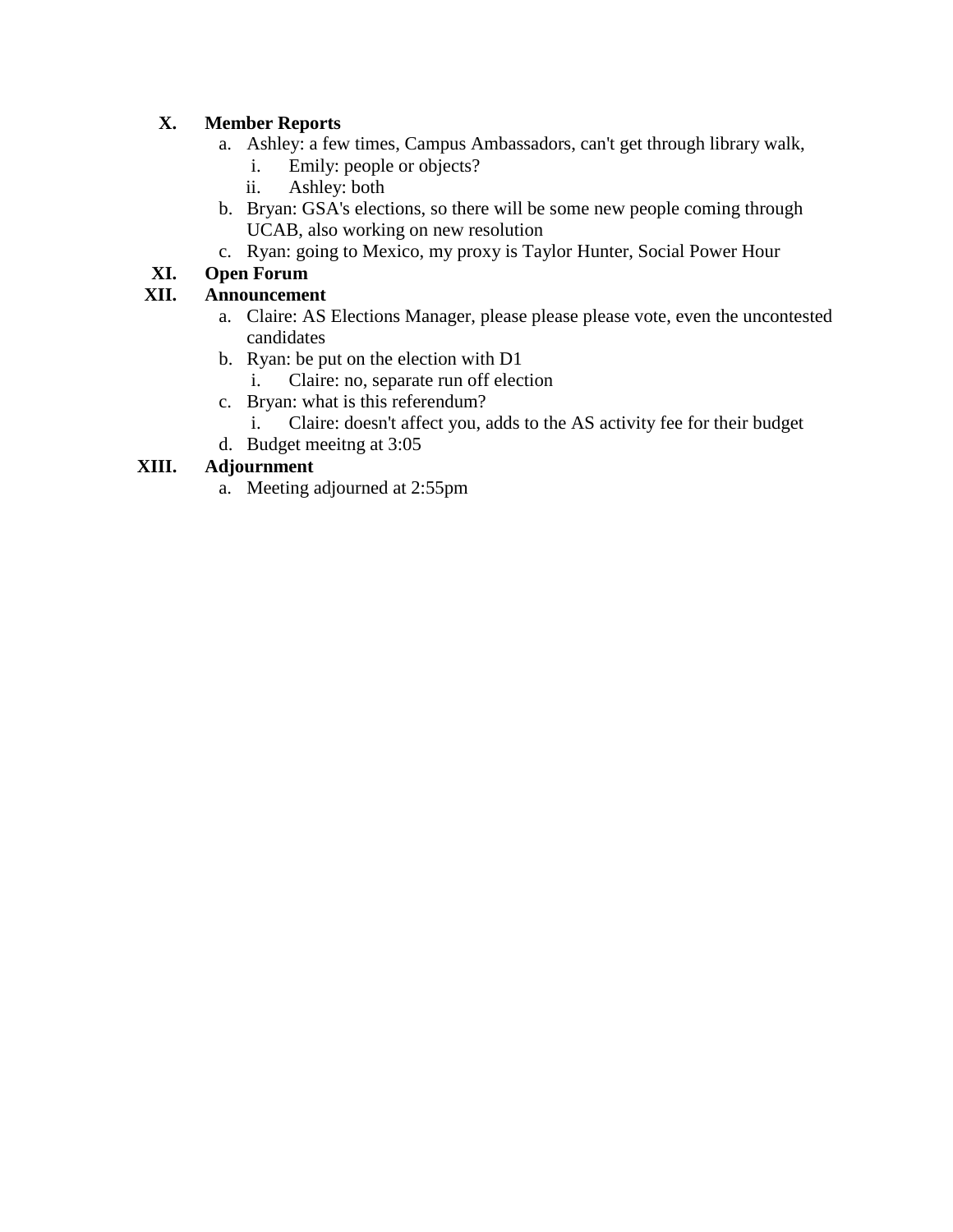X. **Member Reports**
   a. Ashley: a few times, Campus Ambassadors, can't get through library walk,
      i. Emily: people or objects?
      ii. Ashley: both
   b. Bryan: GSA's elections, so there will be some new people coming through UCAB, also working on new resolution
   c. Ryan: going to Mexico, my proxy is Taylor Hunter, Social Power Hour

XI. **Open Forum**

XII. **Announcement**
   a. Claire: AS Elections Manager, please please please vote, even the uncontested candidates
   b. Ryan: be put on the election with D1
      i. Claire: no, separate run off election
   c. Bryan: what is this referendum?
      i. Claire: doesn't affect you, adds to the AS activity fee for their budget
   d. Budget meeitng at 3:05

XIII. **Adjournment**
   a. Meeting adjourned at 2:55pm